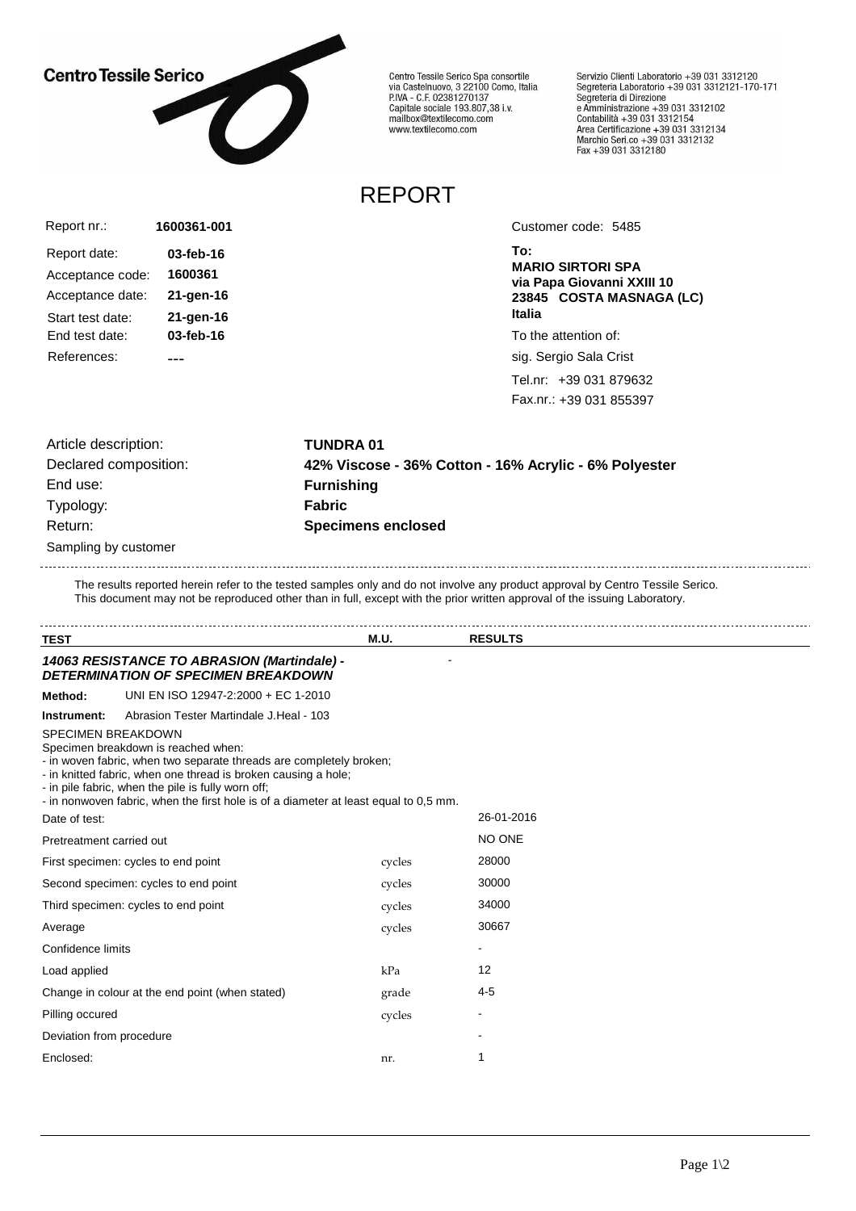**Centro Tessile Serico**

Centro Tessile Serico Spa consortile
via Castelnuovo, 3 22100 Como, Italia
P.IVA - C.F. 02381270137
Capitale sociale 193.807,38 i.v.
mailbox@textilecomo.com
www.textilecomo.com

Servizio Clienti Laboratorio +39 031 3312120
Segreteria Laboratorio +39 031 3312121-170-171
Segreteria di Direzione
e Amministrazione +39 031 3312102
Contabilità +39 031 3312154
Area Certificazione +39 031 3312134
Marchio Seri.co +39 031 3312132
Fax +39 031 3312180

# REPORT

Report nr.: **1600361-001**

Report date: **03-feb-16**
Acceptance code: **1600361**
Acceptance date: **21-gen-16**
Start test date: **21-gen-16**
End test date: **03-feb-16**
References: **---**

Customer code: 5485

**To:**
**MARIO SIRTORI SPA**
**via Papa Giovanni XXIII 10**
**23845 COSTA MASNAGA (LC)**
**Italia**

To the attention of:
sig. Sergio Sala Crist
Tel.nr: +39 031 879632
Fax.nr.: +39 031 855397

Article description: **TUNDRA 01**
Declared composition: **42% Viscose - 36% Cotton - 16% Acrylic - 6% Polyester**
End use: **Furnishing**
Typology: **Fabric**
Return: **Specimens enclosed**
Sampling by customer

The results reported herein refer to the tested samples only and do not involve any product approval by Centro Tessile Serico.
This document may not be reproduced other than in full, except with the prior written approval of the issuing Laboratory.

| TEST | M.U. | RESULTS |
|---|---|---|
| ***14063 RESISTANCE TO ABRASION (Martindale) - DETERMINATION OF SPECIMEN BREAKDOWN*** | - | |

**Method:** UNI EN ISO 12947-2:2000 + EC 1-2010
**Instrument:** Abrasion Tester Martindale J.Heal - 103

SPECIMEN BREAKDOWN
Specimen breakdown is reached when:
- in woven fabric, when two separate threads are completely broken;
- in knitted fabric, when one thread is broken causing a hole;
- in pile fabric, when the pile is fully worn off;
- in nonwoven fabric, when the first hole is of a diameter at least equal to 0,5 mm.

| | M.U. | RESULTS |
|---|---|---|
| Date of test: | | 26-01-2016 |
| Pretreatment carried out | | NO ONE |
| First specimen: cycles to end point | cycles | 28000 |
| Second specimen: cycles to end point | cycles | 30000 |
| Third specimen: cycles to end point | cycles | 34000 |
| Average | cycles | 30667 |
| Confidence limits | | - |
| Load applied | kPa | 12 |
| Change in colour at the end point (when stated) | grade | 4-5 |
| Pilling occured | cycles | - |
| Deviation from procedure | | - |
| Enclosed: | nr. | 1 |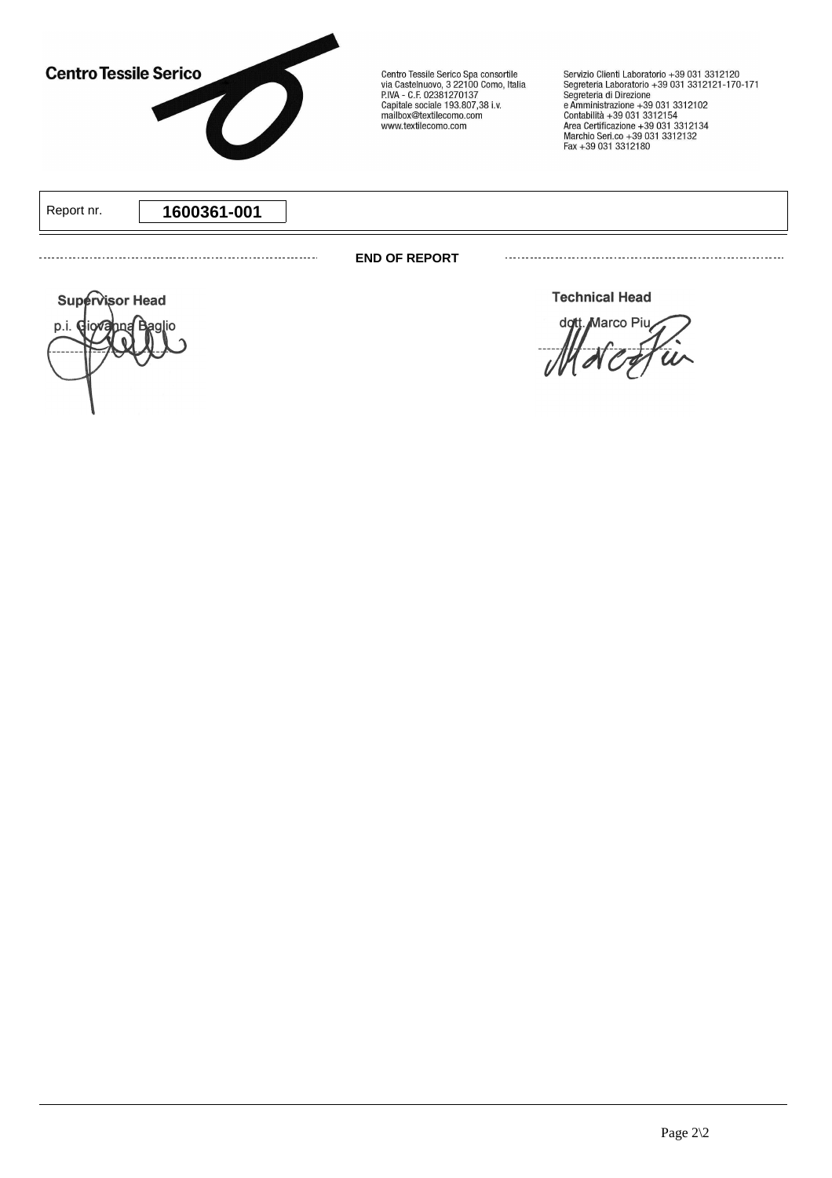**Centro Tessile Serico**

Centro Tessile Serico Spa consortile
via Castelnuovo, 3 22100 Como, Italia
P.IVA - C.F. 02381270137
Capitale sociale 193.807,38 i.v.
mailbox@textilecomo.com
www.textilecomo.com

Servizio Clienti Laboratorio +39 031 3312120
Segreteria Laboratorio +39 031 3312121-170-171
Segreteria di Direzione
e Amministrazione +39 031 3312102
Contabilità +39 031 3312154
Area Certificazione +39 031 3312134
Marchio Seri.co +39 031 3312132
Fax +39 031 3312180

| Report nr. | **1600361-001** |
|---|---|

**END OF REPORT**

**Supervisor Head**
p.i. Giovanna Baglio

**Technical Head**
dott. Marco Piu